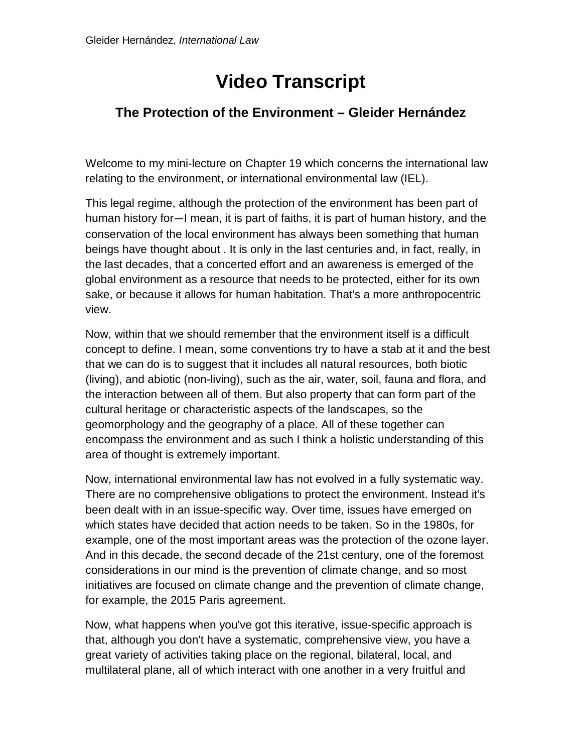# Video Transcript

## The Protection of the Environment – Gleider Hernández

Welcome to my mini-lecture on Chapter 19 which concerns the international law relating to the environment, or international environmental law (IEL).

This legal regime, although the protection of the environment has been part of human history for—I mean, it is part of faiths, it is part of human history, and the conservation of the local environment has always been something that human beings have thought about . It is only in the last centuries and, in fact, really, in the last decades, that a concerted effort and an awareness is emerged of the global environment as a resource that needs to be protected, either for its own sake, or because it allows for human habitation. That's a more anthropocentric view.

Now, within that we should remember that the environment itself is a difficult concept to define. I mean, some conventions try to have a stab at it and the best that we can do is to suggest that it includes all natural resources, both biotic (living), and abiotic (non-living), such as the air, water, soil, fauna and flora, and the interaction between all of them. But also property that can form part of the cultural heritage or characteristic aspects of the landscapes, so the geomorphology and the geography of a place. All of these together can encompass the environment and as such I think a holistic understanding of this area of thought is extremely important.

Now, international environmental law has not evolved in a fully systematic way. There are no comprehensive obligations to protect the environment. Instead it's been dealt with in an issue-specific way. Over time, issues have emerged on which states have decided that action needs to be taken. So in the 1980s, for example, one of the most important areas was the protection of the ozone layer. And in this decade, the second decade of the 21st century, one of the foremost considerations in our mind is the prevention of climate change, and so most initiatives are focused on climate change and the prevention of climate change, for example, the 2015 Paris agreement.

Now, what happens when you've got this iterative, issue-specific approach is that, although you don't have a systematic, comprehensive view, you have a great variety of activities taking place on the regional, bilateral, local, and multilateral plane, all of which interact with one another in a very fruitful and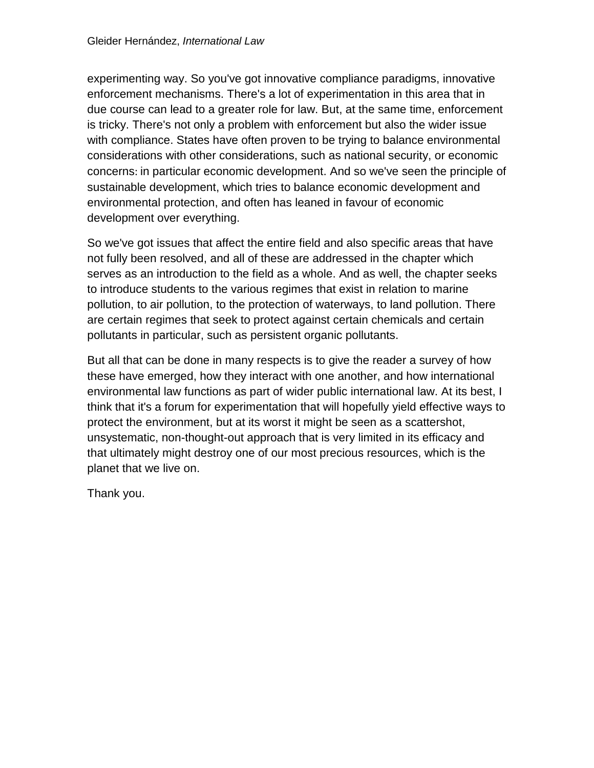experimenting way. So you've got innovative compliance paradigms, innovative enforcement mechanisms. There's a lot of experimentation in this area that in due course can lead to a greater role for law. But, at the same time, enforcement is tricky. There's not only a problem with enforcement but also the wider issue with compliance. States have often proven to be trying to balance environmental considerations with other considerations, such as national security, or economic concerns: in particular economic development. And so we've seen the principle of sustainable development, which tries to balance economic development and environmental protection, and often has leaned in favour of economic development over everything.

So we've got issues that affect the entire field and also specific areas that have not fully been resolved, and all of these are addressed in the chapter which serves as an introduction to the field as a whole. And as well, the chapter seeks to introduce students to the various regimes that exist in relation to marine pollution, to air pollution, to the protection of waterways, to land pollution. There are certain regimes that seek to protect against certain chemicals and certain pollutants in particular, such as persistent organic pollutants.

But all that can be done in many respects is to give the reader a survey of how these have emerged, how they interact with one another, and how international environmental law functions as part of wider public international law. At its best, I think that it's a forum for experimentation that will hopefully yield effective ways to protect the environment, but at its worst it might be seen as a scattershot, unsystematic, non-thought-out approach that is very limited in its efficacy and that ultimately might destroy one of our most precious resources, which is the planet that we live on.

Thank you.